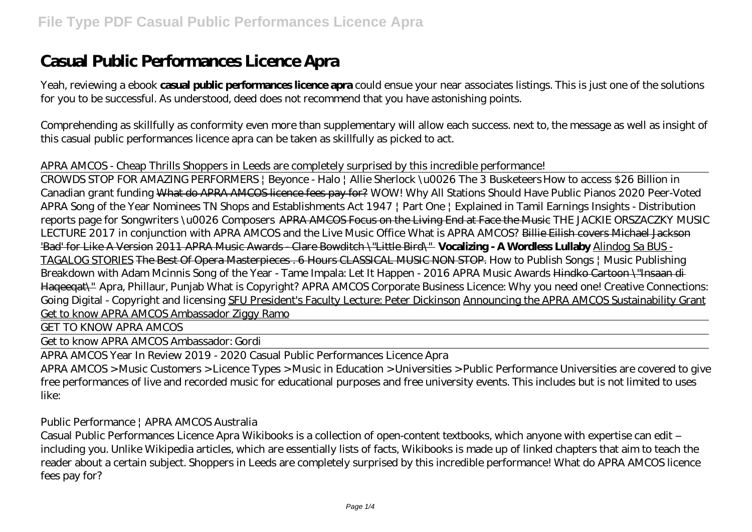# Casual Public Performances Licence Apra

Yeah, reviewing a ebook **casual public performances licence apra** could ensue your near associates listings. This is just one of the solutions for you to be successful. As understood, deed does not recommend that you have astonishing points.

Comprehending as skillfully as conformity even more than supplementary will allow each success. next to, the message as well as insight of this casual public performances licence apra can be taken as skillfully as picked to act.

*APRA AMCOS - Cheap Thrills* *Shoppers in Leeds are completely surprised by this incredible performance!*

CROWDS STOP FOR AMAZING PERFORMERS | Beyonce - Halo | Allie Sherlock \u0026 The 3 Busketeers *How to access $26 Billion in Canadian grant funding* ~~What do APRA AMCOS licence fees pay for?~~ *WOW! Why All Stations Should Have Public Pianos* *2020 Peer-Voted APRA Song of the Year Nominees* *TN Shops and Establishments Act 1947 | Part One | Explained in Tamil* *Earnings Insights - Distribution reports page for Songwriters \u0026 Composers* ~~APRA AMCOS Focus on the Living End at Face the Music~~ *THE JACKIE ORSZACZKY MUSIC LECTURE 2017 in conjunction with APRA AMCOS and the Live Music Office* *What is APRA AMCOS?* ~~Billie Eilish covers Michael Jackson 'Bad' for Like A Version~~ ~~2011 APRA Music Awards - Clare Bowditch \"Little Bird\"~~ **Vocalizing - A Wordless Lullaby** Alindog Sa BUS - TAGALOG STORIES ~~The Best Of Opera Masterpieces . 6 Hours CLASSICAL MUSIC NON STOP.~~ *How to Publish Songs | Music Publishing Breakdown with Adam Mcinnis* *Song of the Year - Tame Impala: Let It Happen - 2016 APRA Music Awards* ~~Hindko Cartoon \"Insaan di Haqeeqat\"~~ *Apra, Phillaur, Punjab* *What is Copyright?* *APRA AMCOS Corporate Business Licence: Why you need one!* *Creative Connections: Going Digital - Copyright and licensing* SFU President's Faculty Lecture: Peter Dickinson Announcing the APRA AMCOS Sustainability Grant Get to know APRA AMCOS Ambassador Ziggy Ramo

GET TO KNOW APRA AMCOS

Get to know APRA AMCOS Ambassador: Gordi

APRA AMCOS Year In Review 2019 - 2020 *Casual Public Performances Licence Apra*

APRA AMCOS > Music Customers > Licence Types > Music in Education > Universities > Public Performance Universities are covered to give free performances of live and recorded music for educational purposes and free university events. This includes but is not limited to uses like:

*Public Performance | APRA AMCOS Australia*

Casual Public Performances Licence Apra Wikibooks is a collection of open-content textbooks, which anyone with expertise can edit – including you. Unlike Wikipedia articles, which are essentially lists of facts, Wikibooks is made up of linked chapters that aim to teach the reader about a certain subject. Shoppers in Leeds are completely surprised by this incredible performance! What do APRA AMCOS licence fees pay for?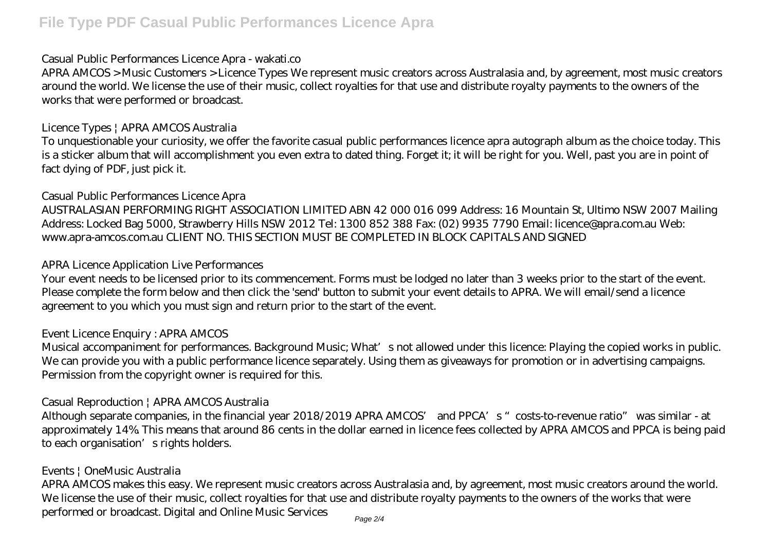## Casual Public Performances Licence Apra - wakati.co

APRA AMCOS > Music Customers > Licence Types We represent music creators across Australasia and, by agreement, most music creators around the world. We license the use of their music, collect royalties for that use and distribute royalty payments to the owners of the works that were performed or broadcast.

## Licence Types | APRA AMCOS Australia

To unquestionable your curiosity, we offer the favorite casual public performances licence apra autograph album as the choice today. This is a sticker album that will accomplishment you even extra to dated thing. Forget it; it will be right for you. Well, past you are in point of fact dying of PDF, just pick it.

## Casual Public Performances Licence Apra

AUSTRALASIAN PERFORMING RIGHT ASSOCIATION LIMITED ABN 42 000 016 099 Address: 16 Mountain St, Ultimo NSW 2007 Mailing Address: Locked Bag 5000, Strawberry Hills NSW 2012 Tel: 1300 852 388 Fax: (02) 9935 7790 Email: licence@apra.com.au Web: www.apra-amcos.com.au CLIENT NO. THIS SECTION MUST BE COMPLETED IN BLOCK CAPITALS AND SIGNED

## APRA Licence Application Live Performances

Your event needs to be licensed prior to its commencement. Forms must be lodged no later than 3 weeks prior to the start of the event. Please complete the form below and then click the 'send' button to submit your event details to APRA. We will email/send a licence agreement to you which you must sign and return prior to the start of the event.

## Event Licence Enquiry : APRA AMCOS

Musical accompaniment for performances. Background Music; What's not allowed under this licence: Playing the copied works in public. We can provide you with a public performance licence separately. Using them as giveaways for promotion or in advertising campaigns. Permission from the copyright owner is required for this.

## Casual Reproduction | APRA AMCOS Australia

Although separate companies, in the financial year 2018/2019 APRA AMCOS' and PPCA's "costs-to-revenue ratio" was similar - at approximately 14%. This means that around 86 cents in the dollar earned in licence fees collected by APRA AMCOS and PPCA is being paid to each organisation's rights holders.

## Events | OneMusic Australia

APRA AMCOS makes this easy. We represent music creators across Australasia and, by agreement, most music creators around the world. We license the use of their music, collect royalties for that use and distribute royalty payments to the owners of the works that were performed or broadcast. Digital and Online Music Services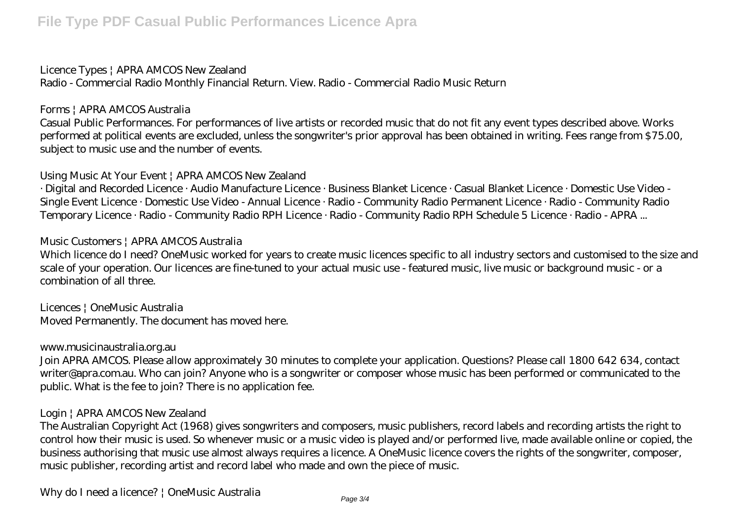*Licence Types | APRA AMCOS New Zealand*

Radio - Commercial Radio Monthly Financial Return. View. Radio - Commercial Radio Music Return

*Forms | APRA AMCOS Australia*

Casual Public Performances. For performances of live artists or recorded music that do not fit any event types described above. Works performed at political events are excluded, unless the songwriter's prior approval has been obtained in writing. Fees range from $75.00, subject to music use and the number of events.

*Using Music At Your Event | APRA AMCOS New Zealand*

· Digital and Recorded Licence · Audio Manufacture Licence · Business Blanket Licence · Casual Blanket Licence · Domestic Use Video - Single Event Licence · Domestic Use Video - Annual Licence · Radio - Community Radio Permanent Licence · Radio - Community Radio Temporary Licence · Radio - Community Radio RPH Licence · Radio - Community Radio RPH Schedule 5 Licence · Radio - APRA ...

*Music Customers | APRA AMCOS Australia*

Which licence do I need? OneMusic worked for years to create music licences specific to all industry sectors and customised to the size and scale of your operation. Our licences are fine-tuned to your actual music use - featured music, live music or background music - or a combination of all three.

*Licences | OneMusic Australia*

Moved Permanently. The document has moved here.

*www.musicinaustralia.org.au*

Join APRA AMCOS. Please allow approximately 30 minutes to complete your application. Questions? Please call 1800 642 634, contact writer@apra.com.au. Who can join? Anyone who is a songwriter or composer whose music has been performed or communicated to the public. What is the fee to join? There is no application fee.

*Login | APRA AMCOS New Zealand*

The Australian Copyright Act (1968) gives songwriters and composers, music publishers, record labels and recording artists the right to control how their music is used. So whenever music or a music video is played and/or performed live, made available online or copied, the business authorising that music use almost always requires a licence. A OneMusic licence covers the rights of the songwriter, composer, music publisher, recording artist and record label who made and own the piece of music.

*Why do I need a licence? | OneMusic Australia*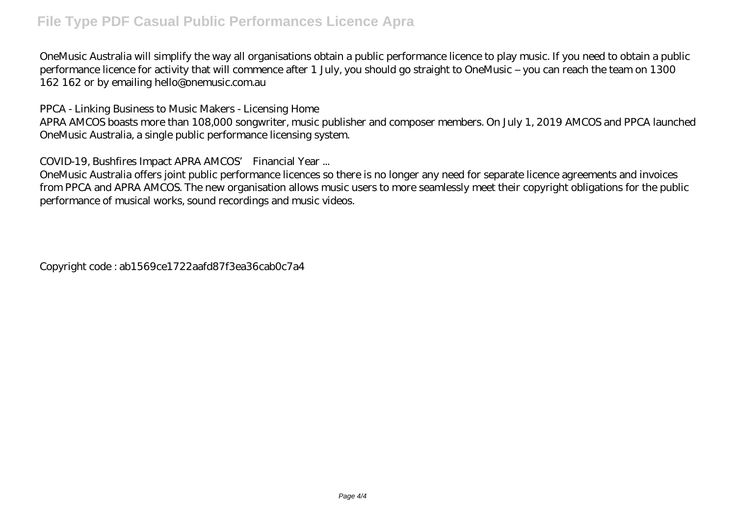OneMusic Australia will simplify the way all organisations obtain a public performance licence to play music. If you need to obtain a public performance licence for activity that will commence after 1 July, you should go straight to OneMusic – you can reach the team on 1300 162 162 or by emailing hello@onemusic.com.au

PPCA - Linking Business to Music Makers - Licensing Home

APRA AMCOS boasts more than 108,000 songwriter, music publisher and composer members. On July 1, 2019 AMCOS and PPCA launched OneMusic Australia, a single public performance licensing system.

COVID-19, Bushfires Impact APRA AMCOS' Financial Year ...

OneMusic Australia offers joint public performance licences so there is no longer any need for separate licence agreements and invoices from PPCA and APRA AMCOS. The new organisation allows music users to more seamlessly meet their copyright obligations for the public performance of musical works, sound recordings and music videos.

Copyright code : ab1569ce1722aafd87f3ea36cab0c7a4